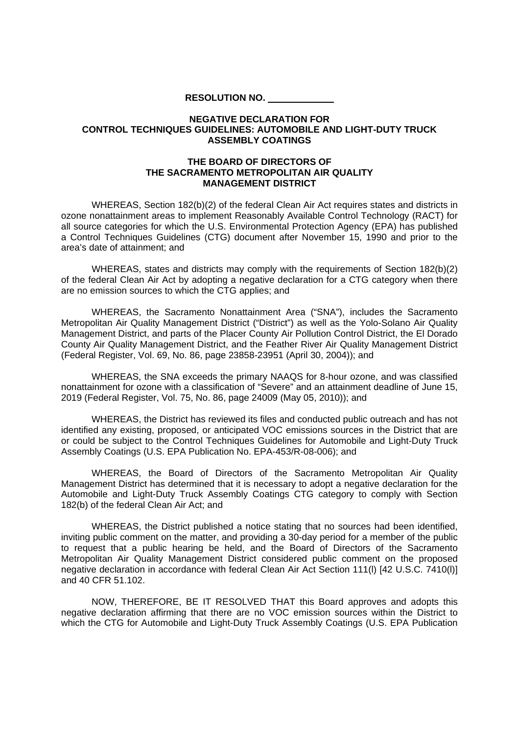**RESOLUTION NO. ____________**

**NEGATIVE DECLARATION FOR**
**CONTROL TECHNIQUES GUIDELINES: AUTOMOBILE AND LIGHT-DUTY TRUCK ASSEMBLY COATINGS**

**THE BOARD OF DIRECTORS OF**
**THE SACRAMENTO METROPOLITAN AIR QUALITY MANAGEMENT DISTRICT**

WHEREAS, Section 182(b)(2) of the federal Clean Air Act requires states and districts in ozone nonattainment areas to implement Reasonably Available Control Technology (RACT) for all source categories for which the U.S. Environmental Protection Agency (EPA) has published a Control Techniques Guidelines (CTG) document after November 15, 1990 and prior to the area's date of attainment; and

WHEREAS, states and districts may comply with the requirements of Section 182(b)(2) of the federal Clean Air Act by adopting a negative declaration for a CTG category when there are no emission sources to which the CTG applies; and

WHEREAS, the Sacramento Nonattainment Area ("SNA"), includes the Sacramento Metropolitan Air Quality Management District ("District") as well as the Yolo-Solano Air Quality Management District, and parts of the Placer County Air Pollution Control District, the El Dorado County Air Quality Management District, and the Feather River Air Quality Management District (Federal Register, Vol. 69, No. 86, page 23858-23951 (April 30, 2004)); and

WHEREAS, the SNA exceeds the primary NAAQS for 8-hour ozone, and was classified nonattainment for ozone with a classification of "Severe" and an attainment deadline of June 15, 2019 (Federal Register, Vol. 75, No. 86, page 24009 (May 05, 2010)); and

WHEREAS, the District has reviewed its files and conducted public outreach and has not identified any existing, proposed, or anticipated VOC emissions sources in the District that are or could be subject to the Control Techniques Guidelines for Automobile and Light-Duty Truck Assembly Coatings (U.S. EPA Publication No. EPA-453/R-08-006); and

WHEREAS, the Board of Directors of the Sacramento Metropolitan Air Quality Management District has determined that it is necessary to adopt a negative declaration for the Automobile and Light-Duty Truck Assembly Coatings CTG category to comply with Section 182(b) of the federal Clean Air Act; and

WHEREAS, the District published a notice stating that no sources had been identified, inviting public comment on the matter, and providing a 30-day period for a member of the public to request that a public hearing be held, and the Board of Directors of the Sacramento Metropolitan Air Quality Management District considered public comment on the proposed negative declaration in accordance with federal Clean Air Act Section 111(l) [42 U.S.C. 7410(l)] and 40 CFR 51.102.

NOW, THEREFORE, BE IT RESOLVED THAT this Board approves and adopts this negative declaration affirming that there are no VOC emission sources within the District to which the CTG for Automobile and Light-Duty Truck Assembly Coatings (U.S. EPA Publication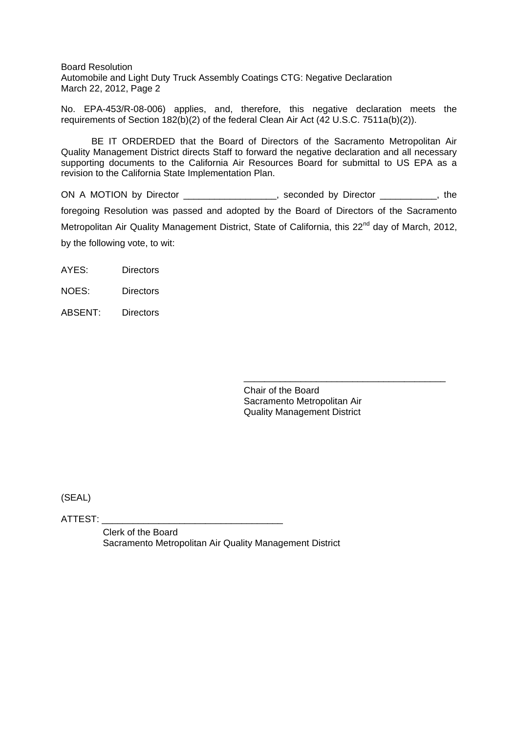No. EPA-453/R-08-006) applies, and, therefore, this negative declaration meets the requirements of Section 182(b)(2) of the federal Clean Air Act (42 U.S.C. 7511a(b)(2)).

BE IT ORDERDED that the Board of Directors of the Sacramento Metropolitan Air Quality Management District directs Staff to forward the negative declaration and all necessary supporting documents to the California Air Resources Board for submittal to US EPA as a revision to the California State Implementation Plan.

ON A MOTION by Director __________________, seconded by Director ___________, the foregoing Resolution was passed and adopted by the Board of Directors of the Sacramento Metropolitan Air Quality Management District, State of California, this 22nd day of March, 2012, by the following vote, to wit:

AYES: Directors

NOES: Directors

ABSENT: Directors

_______________________________________
Chair of the Board
Sacramento Metropolitan Air
Quality Management District

(SEAL)

ATTEST: __________________________________
Clerk of the Board
Sacramento Metropolitan Air Quality Management District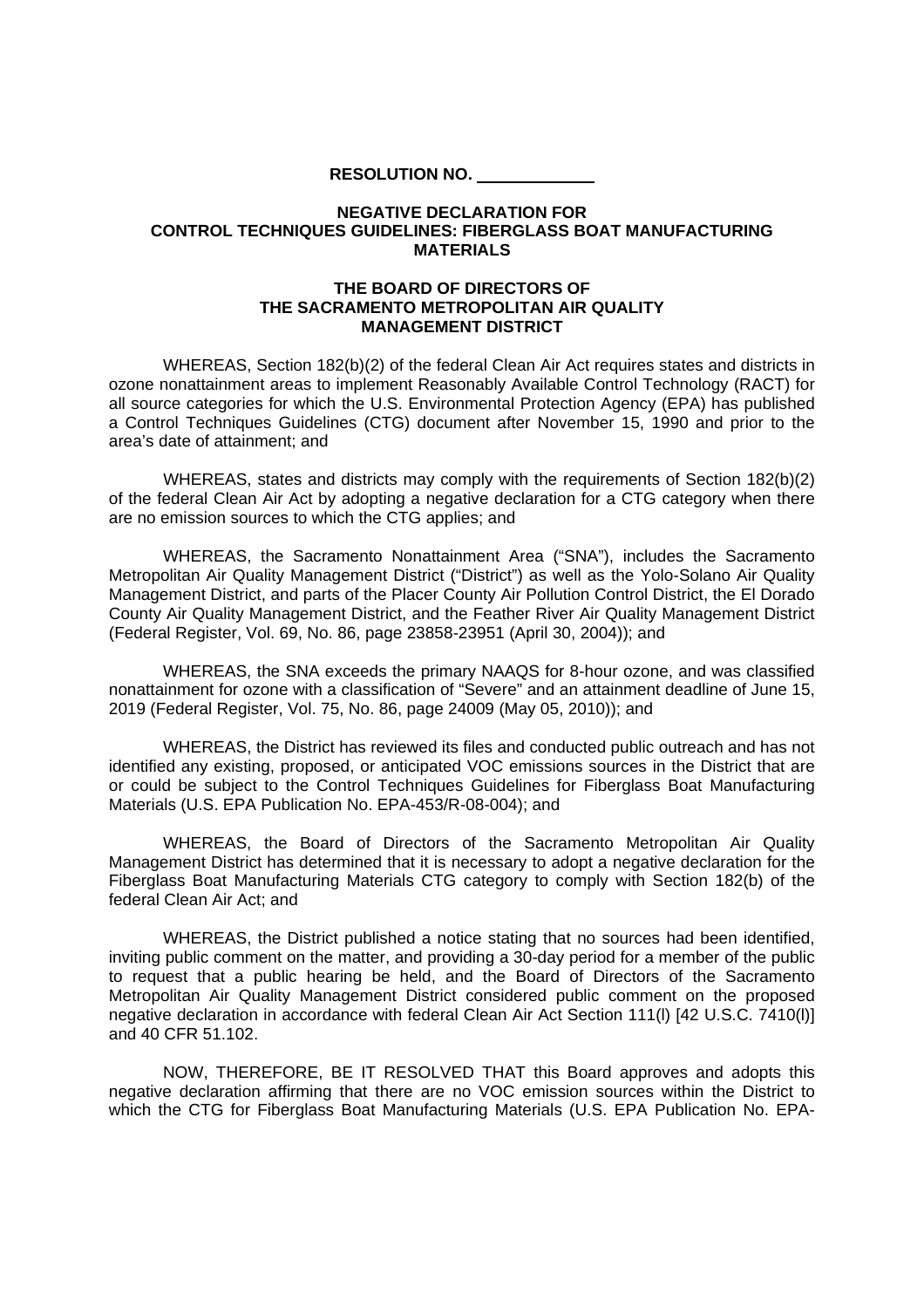**RESOLUTION NO. \_\_\_\_\_\_\_\_\_\_\_\_\_**

**NEGATIVE DECLARATION FOR CONTROL TECHNIQUES GUIDELINES: FIBERGLASS BOAT MANUFACTURING MATERIALS**

**THE BOARD OF DIRECTORS OF THE SACRAMENTO METROPOLITAN AIR QUALITY MANAGEMENT DISTRICT**

WHEREAS, Section 182(b)(2) of the federal Clean Air Act requires states and districts in ozone nonattainment areas to implement Reasonably Available Control Technology (RACT) for all source categories for which the U.S. Environmental Protection Agency (EPA) has published a Control Techniques Guidelines (CTG) document after November 15, 1990 and prior to the area's date of attainment; and

WHEREAS, states and districts may comply with the requirements of Section 182(b)(2) of the federal Clean Air Act by adopting a negative declaration for a CTG category when there are no emission sources to which the CTG applies; and

WHEREAS, the Sacramento Nonattainment Area ("SNA"), includes the Sacramento Metropolitan Air Quality Management District ("District") as well as the Yolo-Solano Air Quality Management District, and parts of the Placer County Air Pollution Control District, the El Dorado County Air Quality Management District, and the Feather River Air Quality Management District (Federal Register, Vol. 69, No. 86, page 23858-23951 (April 30, 2004)); and

WHEREAS, the SNA exceeds the primary NAAQS for 8-hour ozone, and was classified nonattainment for ozone with a classification of "Severe" and an attainment deadline of June 15, 2019 (Federal Register, Vol. 75, No. 86, page 24009 (May 05, 2010)); and

WHEREAS, the District has reviewed its files and conducted public outreach and has not identified any existing, proposed, or anticipated VOC emissions sources in the District that are or could be subject to the Control Techniques Guidelines for Fiberglass Boat Manufacturing Materials (U.S. EPA Publication No. EPA-453/R-08-004); and

WHEREAS, the Board of Directors of the Sacramento Metropolitan Air Quality Management District has determined that it is necessary to adopt a negative declaration for the Fiberglass Boat Manufacturing Materials CTG category to comply with Section 182(b) of the federal Clean Air Act; and

WHEREAS, the District published a notice stating that no sources had been identified, inviting public comment on the matter, and providing a 30-day period for a member of the public to request that a public hearing be held, and the Board of Directors of the Sacramento Metropolitan Air Quality Management District considered public comment on the proposed negative declaration in accordance with federal Clean Air Act Section 111(l) [42 U.S.C. 7410(l)] and 40 CFR 51.102.

NOW, THEREFORE, BE IT RESOLVED THAT this Board approves and adopts this negative declaration affirming that there are no VOC emission sources within the District to which the CTG for Fiberglass Boat Manufacturing Materials (U.S. EPA Publication No. EPA-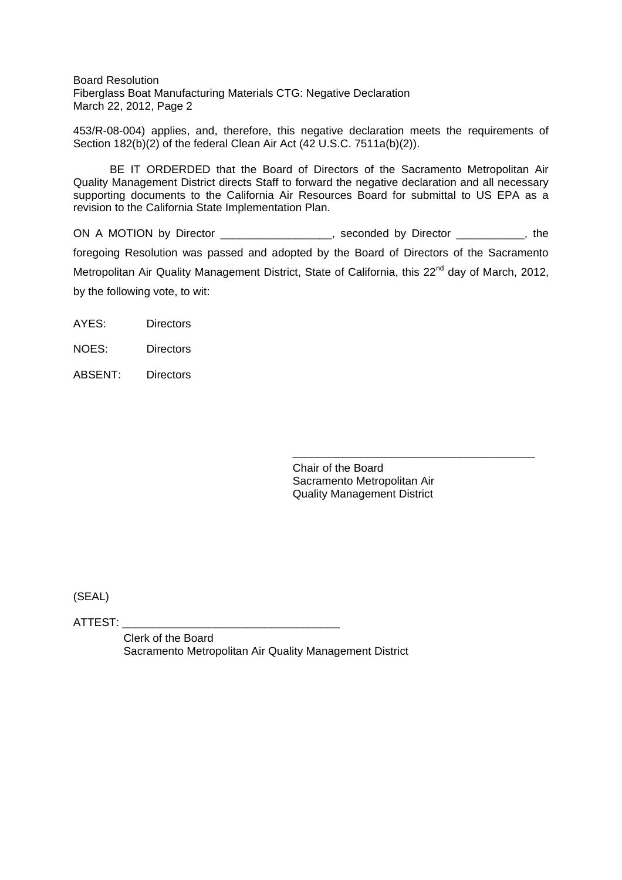453/R-08-004) applies, and, therefore, this negative declaration meets the requirements of Section 182(b)(2) of the federal Clean Air Act (42 U.S.C. 7511a(b)(2)).

BE IT ORDERDED that the Board of Directors of the Sacramento Metropolitan Air Quality Management District directs Staff to forward the negative declaration and all necessary supporting documents to the California Air Resources Board for submittal to US EPA as a revision to the California State Implementation Plan.

ON A MOTION by Director __________________, seconded by Director ___________, the foregoing Resolution was passed and adopted by the Board of Directors of the Sacramento Metropolitan Air Quality Management District, State of California, this 22nd day of March, 2012, by the following vote, to wit:

AYES: Directors

NOES: Directors

ABSENT: Directors

_______________________________________

Chair of the Board
Sacramento Metropolitan Air
Quality Management District

(SEAL)

ATTEST: __________________________________

Clerk of the Board
Sacramento Metropolitan Air Quality Management District